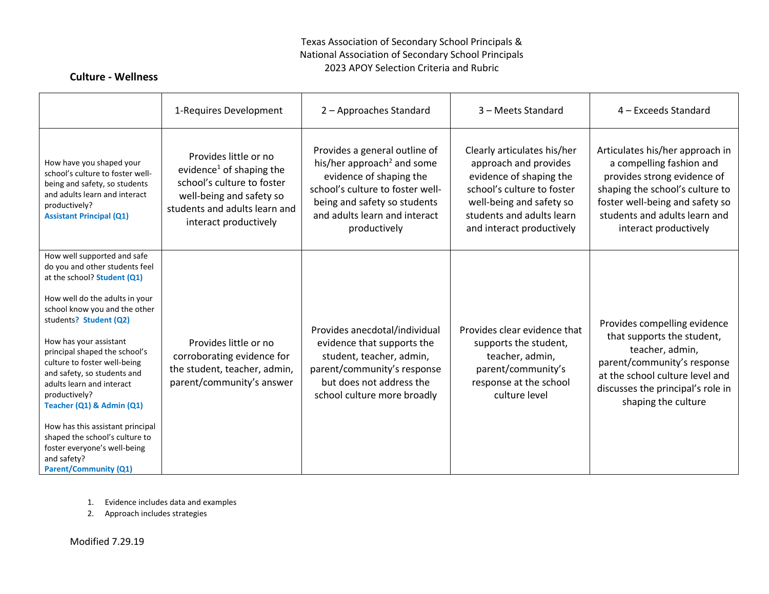Texas Association of Secondary School Principals &
National Association of Secondary School Principals
2023 APOY Selection Criteria and Rubric

## Culture - Wellness

| | 1-Requires Development | 2 – Approaches Standard | 3 – Meets Standard | 4 – Exceeds Standard |
|---|---|---|---|---|
| How have you shaped your school's culture to foster well-being and safety, so students and adults learn and interact productively? **Assistant Principal (Q1)** | Provides little or no evidence[1] of shaping the school's culture to foster well-being and safety so students and adults learn and interact productively | Provides a general outline of his/her approach[2] and some evidence of shaping the school's culture to foster well-being and safety so students and adults learn and interact productively | Clearly articulates his/her approach and provides evidence of shaping the school's culture to foster well-being and safety so students and adults learn and interact productively | Articulates his/her approach in a compelling fashion and provides strong evidence of shaping the school's culture to foster well-being and safety so students and adults learn and interact productively |
| How well supported and safe do you and other students feel at the school? **Student (Q1)**<br><br>How well do the adults in your school know you and the other students? **Student (Q2)**<br><br>How has your assistant principal shaped the school's culture to foster well-being and safety, so students and adults learn and interact productively? **Teacher (Q1) & Admin (Q1)**<br><br>How has this assistant principal shaped the school's culture to foster everyone's well-being and safety? **Parent/Community (Q1)** | Provides little or no corroborating evidence for the student, teacher, admin, parent/community's answer | Provides anecdotal/individual evidence that supports the student, teacher, admin, parent/community's response but does not address the school culture more broadly | Provides clear evidence that supports the student, teacher, admin, parent/community's response at the school culture level | Provides compelling evidence that supports the student, teacher, admin, parent/community's response at the school culture level and discusses the principal's role in shaping the culture |

1. Evidence includes data and examples
2. Approach includes strategies

Modified 7.29.19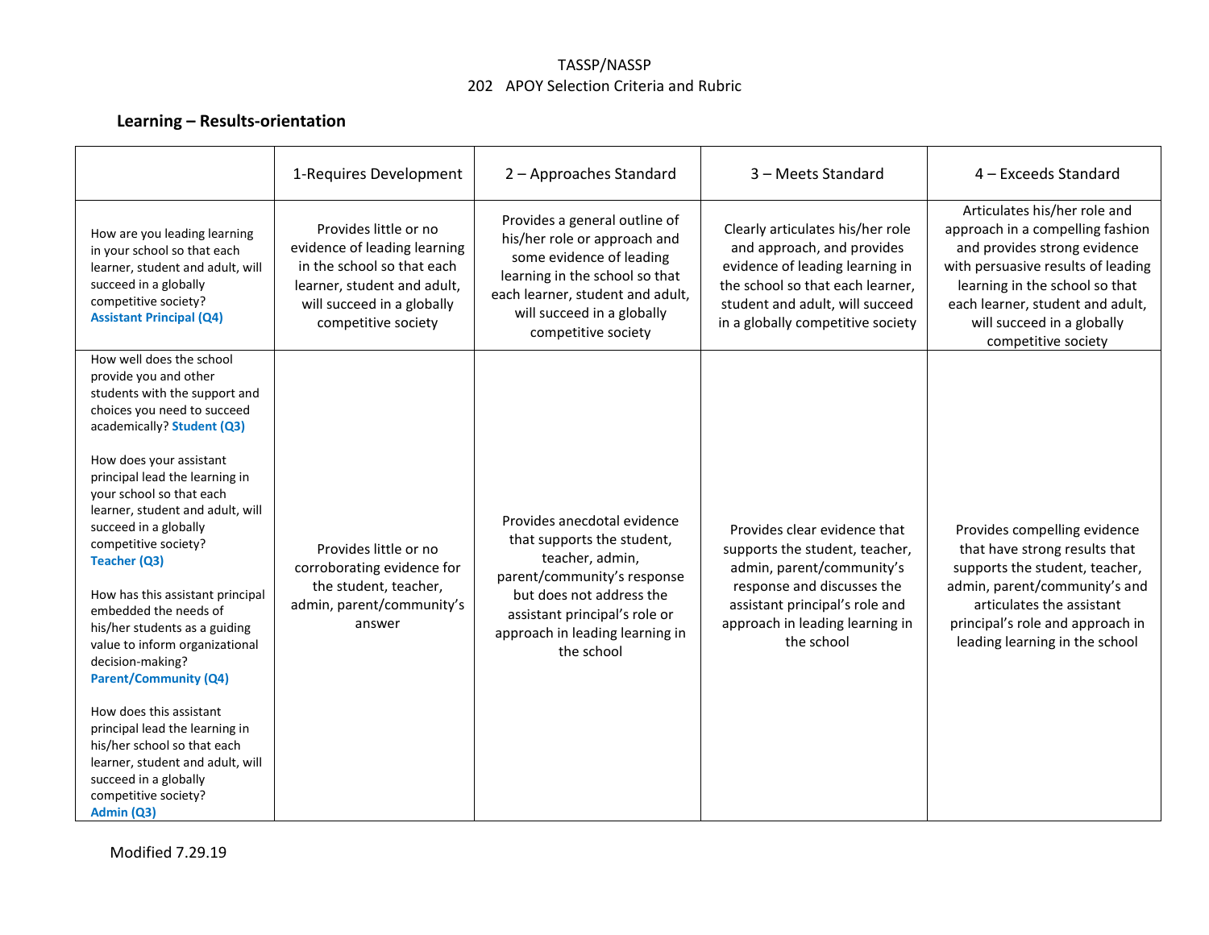TASSP/NASSP
202 APOY Selection Criteria and Rubric

## Learning – Results-orientation

| | 1-Requires Development | 2 – Approaches Standard | 3 – Meets Standard | 4 – Exceeds Standard |
|---|---|---|---|---|
| How are you leading learning in your school so that each learner, student and adult, will succeed in a globally competitive society? **Assistant Principal (Q4)** | Provides little or no evidence of leading learning in the school so that each learner, student and adult, will succeed in a globally competitive society | Provides a general outline of his/her role or approach and some evidence of leading learning in the school so that each learner, student and adult, will succeed in a globally competitive society | Clearly articulates his/her role and approach, and provides evidence of leading learning in the school so that each learner, student and adult, will succeed in a globally competitive society | Articulates his/her role and approach in a compelling fashion and provides strong evidence with persuasive results of leading learning in the school so that each learner, student and adult, will succeed in a globally competitive society |
| How well does the school provide you and other students with the support and choices you need to succeed academically? **Student (Q3)**<br><br>How does your assistant principal lead the learning in your school so that each learner, student and adult, will succeed in a globally competitive society? **Teacher (Q3)**<br><br>How has this assistant principal embedded the needs of his/her students as a guiding value to inform organizational decision-making? **Parent/Community (Q4)**<br><br>How does this assistant principal lead the learning in his/her school so that each learner, student and adult, will succeed in a globally competitive society? **Admin (Q3)** | Provides little or no corroborating evidence for the student, teacher, admin, parent/community's answer | Provides anecdotal evidence that supports the student, teacher, admin, parent/community's response but does not address the assistant principal's role or approach in leading learning in the school | Provides clear evidence that supports the student, teacher, admin, parent/community's response and discusses the assistant principal's role and approach in leading learning in the school | Provides compelling evidence that have strong results that supports the student, teacher, admin, parent/community's and articulates the assistant principal's role and approach in leading learning in the school |

Modified 7.29.19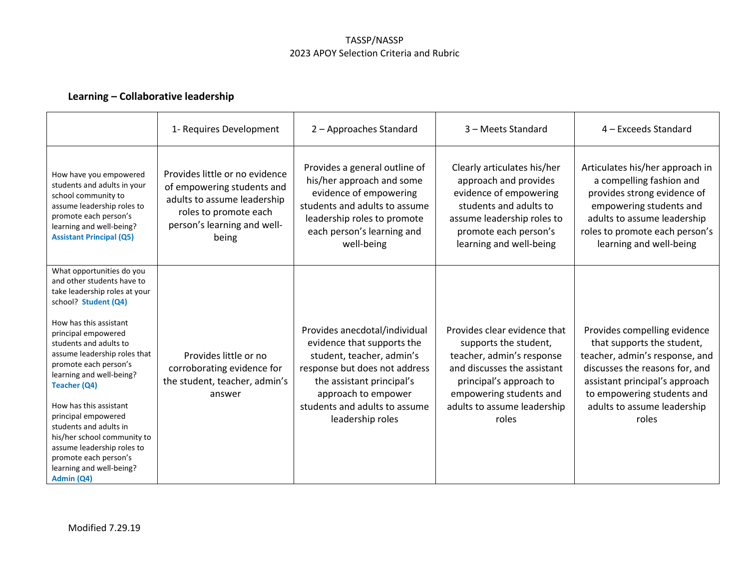TASSP/NASSP
2023 APOY Selection Criteria and Rubric

## Learning – Collaborative leadership

| | 1- Requires Development | 2 – Approaches Standard | 3 – Meets Standard | 4 – Exceeds Standard |
|---|---|---|---|---|
| How have you empowered students and adults in your school community to assume leadership roles to promote each person's learning and well-being? **Assistant Principal (Q5)** | Provides little or no evidence of empowering students and adults to assume leadership roles to promote each person's learning and well-being | Provides a general outline of his/her approach and some evidence of empowering students and adults to assume leadership roles to promote each person's learning and well-being | Clearly articulates his/her approach and provides evidence of empowering students and adults to assume leadership roles to promote each person's learning and well-being | Articulates his/her approach in a compelling fashion and provides strong evidence of empowering students and adults to assume leadership roles to promote each person's learning and well-being |
| What opportunities do you and other students have to take leadership roles at your school? **Student (Q4)**<br><br>How has this assistant principal empowered students and adults to assume leadership roles that promote each person's learning and well-being? **Teacher (Q4)**<br><br>How has this assistant principal empowered students and adults in his/her school community to assume leadership roles to promote each person's learning and well-being? **Admin (Q4)** | Provides little or no corroborating evidence for the student, teacher, admin's answer | Provides anecdotal/individual evidence that supports the student, teacher, admin's response but does not address the assistant principal's approach to empower students and adults to assume leadership roles | Provides clear evidence that supports the student, teacher, admin's response and discusses the assistant principal's approach to empowering students and adults to assume leadership roles | Provides compelling evidence that supports the student, teacher, admin's response, and discusses the reasons for, and assistant principal's approach to empowering students and adults to assume leadership roles |

Modified 7.29.19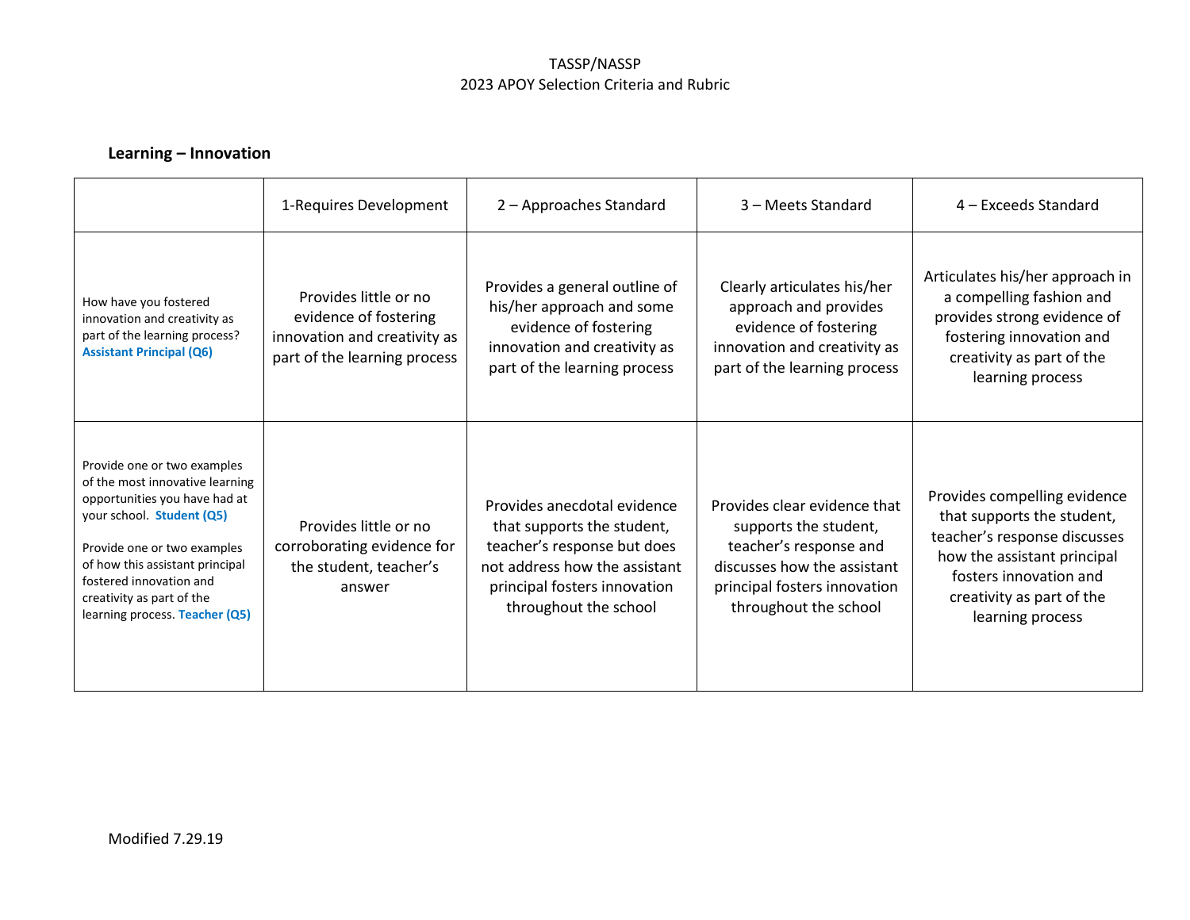## Learning – Innovation

| | 1-Requires Development | 2 – Approaches Standard | 3 – Meets Standard | 4 – Exceeds Standard |
|---|---|---|---|---|
| How have you fostered innovation and creativity as part of the learning process? **Assistant Principal (Q6)** | Provides little or no evidence of fostering innovation and creativity as part of the learning process | Provides a general outline of his/her approach and some evidence of fostering innovation and creativity as part of the learning process | Clearly articulates his/her approach and provides evidence of fostering innovation and creativity as part of the learning process | Articulates his/her approach in a compelling fashion and provides strong evidence of fostering innovation and creativity as part of the learning process |
| Provide one or two examples of the most innovative learning opportunities you have had at your school. **Student (Q5)**<br><br>Provide one or two examples of how this assistant principal fostered innovation and creativity as part of the learning process. **Teacher (Q5)** | Provides little or no corroborating evidence for the student, teacher's answer | Provides anecdotal evidence that supports the student, teacher's response but does not address how the assistant principal fosters innovation throughout the school | Provides clear evidence that supports the student, teacher's response and discusses how the assistant principal fosters innovation throughout the school | Provides compelling evidence that supports the student, teacher's response discusses how the assistant principal fosters innovation and creativity as part of the learning process |